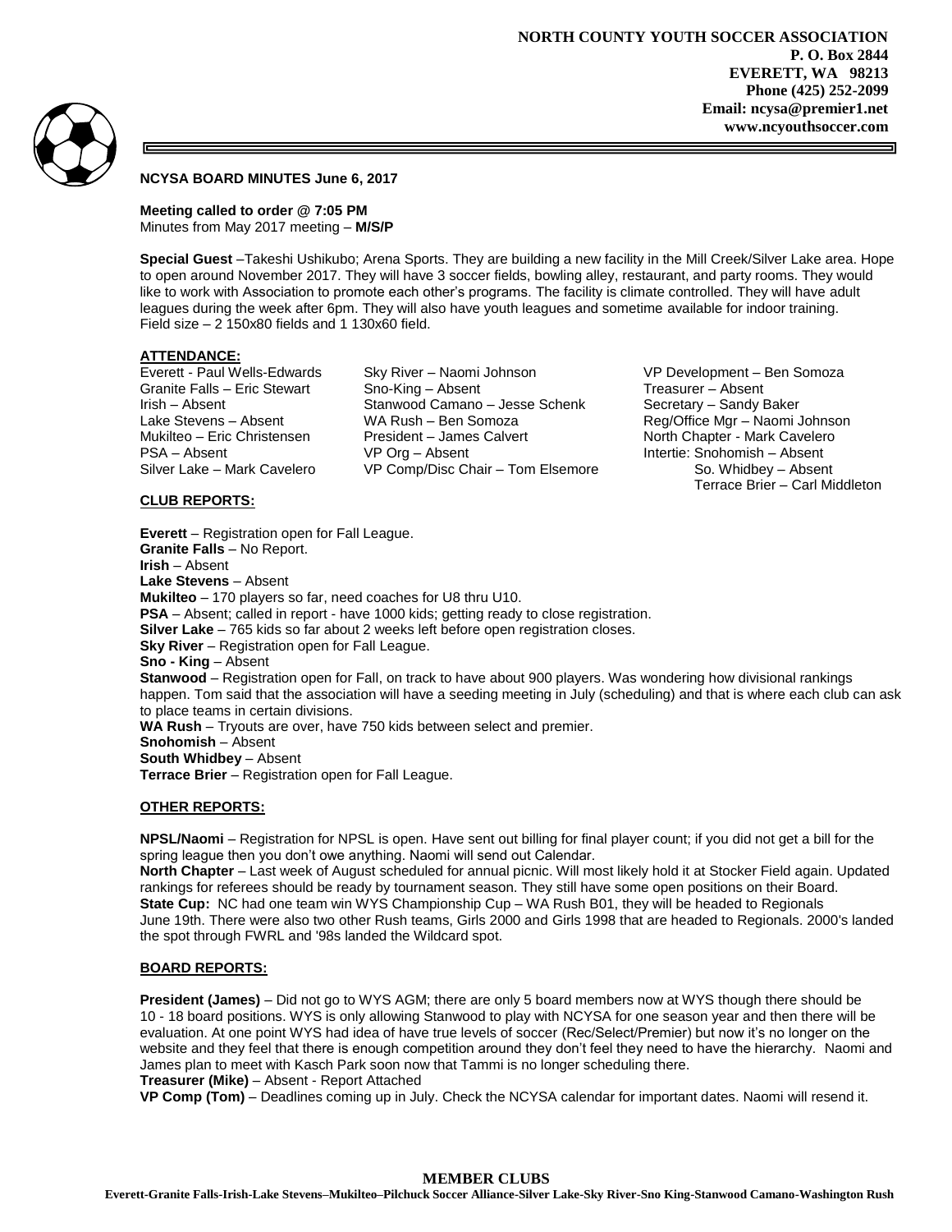**NORTH COUNTY YOUTH SOCCER ASSOCIATION**
**P. O. Box 2844**
**EVERETT, WA 98213**
**Phone (425) 252-2099**
**Email: ncysa@premier1.net**
**www.ncyouthsoccer.com**

**NCYSA BOARD MINUTES June 6, 2017**

**Meeting called to order @ 7:05 PM**
Minutes from May 2017 meeting – **M/S/P**

**Special Guest** –Takeshi Ushikubo; Arena Sports. They are building a new facility in the Mill Creek/Silver Lake area. Hope to open around November 2017. They will have 3 soccer fields, bowling alley, restaurant, and party rooms. They would like to work with Association to promote each other's programs. The facility is climate controlled. They will have adult leagues during the week after 6pm. They will also have youth leagues and sometime available for indoor training. Field size – 2 150x80 fields and 1 130x60 field.

**ATTENDANCE:**

Everett - Paul Wells-Edwards
Granite Falls – Eric Stewart
Irish – Absent
Lake Stevens – Absent
Mukilteo – Eric Christensen
PSA – Absent
Silver Lake – Mark Cavelero
Sky River – Naomi Johnson
Sno-King – Absent
Stanwood Camano – Jesse Schenk
WA Rush – Ben Somoza
President – James Calvert
VP Org – Absent
VP Comp/Disc Chair – Tom Elsemore
VP Development – Ben Somoza
Treasurer – Absent
Secretary – Sandy Baker
Reg/Office Mgr – Naomi Johnson
North Chapter - Mark Cavelero
Intertie: Snohomish – Absent
So. Whidbey – Absent
Terrace Brier – Carl Middleton

**CLUB REPORTS:**

**Everett** – Registration open for Fall League.
**Granite Falls** – No Report.
**Irish** – Absent
**Lake Stevens** – Absent
**Mukilteo** – 170 players so far, need coaches for U8 thru U10.
**PSA** – Absent; called in report - have 1000 kids; getting ready to close registration.
**Silver Lake** – 765 kids so far about 2 weeks left before open registration closes.
**Sky River** – Registration open for Fall League.
**Sno - King** – Absent
**Stanwood** – Registration open for Fall, on track to have about 900 players. Was wondering how divisional rankings happen. Tom said that the association will have a seeding meeting in July (scheduling) and that is where each club can ask to place teams in certain divisions.
**WA Rush** – Tryouts are over, have 750 kids between select and premier.
**Snohomish** – Absent
**South Whidbey** – Absent
**Terrace Brier** – Registration open for Fall League.

**OTHER REPORTS:**

**NPSL/Naomi** – Registration for NPSL is open. Have sent out billing for final player count; if you did not get a bill for the spring league then you don't owe anything. Naomi will send out Calendar.
**North Chapter** – Last week of August scheduled for annual picnic. Will most likely hold it at Stocker Field again. Updated rankings for referees should be ready by tournament season. They still have some open positions on their Board.
**State Cup:** NC had one team win WYS Championship Cup – WA Rush B01, they will be headed to Regionals June 19th. There were also two other Rush teams, Girls 2000 and Girls 1998 that are headed to Regionals. 2000's landed the spot through FWRL and '98s landed the Wildcard spot.

**BOARD REPORTS:**

**President (James)** – Did not go to WYS AGM; there are only 5 board members now at WYS though there should be 10 - 18 board positions. WYS is only allowing Stanwood to play with NCYSA for one season year and then there will be evaluation. At one point WYS had idea of have true levels of soccer (Rec/Select/Premier) but now it's no longer on the website and they feel that there is enough competition around they don't feel they need to have the hierarchy. Naomi and James plan to meet with Kasch Park soon now that Tammi is no longer scheduling there.
**Treasurer (Mike)** – Absent - Report Attached
**VP Comp (Tom)** – Deadlines coming up in July. Check the NCYSA calendar for important dates. Naomi will resend it.

**MEMBER CLUBS**
**Everett-Granite Falls-Irish-Lake Stevens–Mukilteo–Pilchuck Soccer Alliance-Silver Lake-Sky River-Sno King-Stanwood Camano-Washington Rush**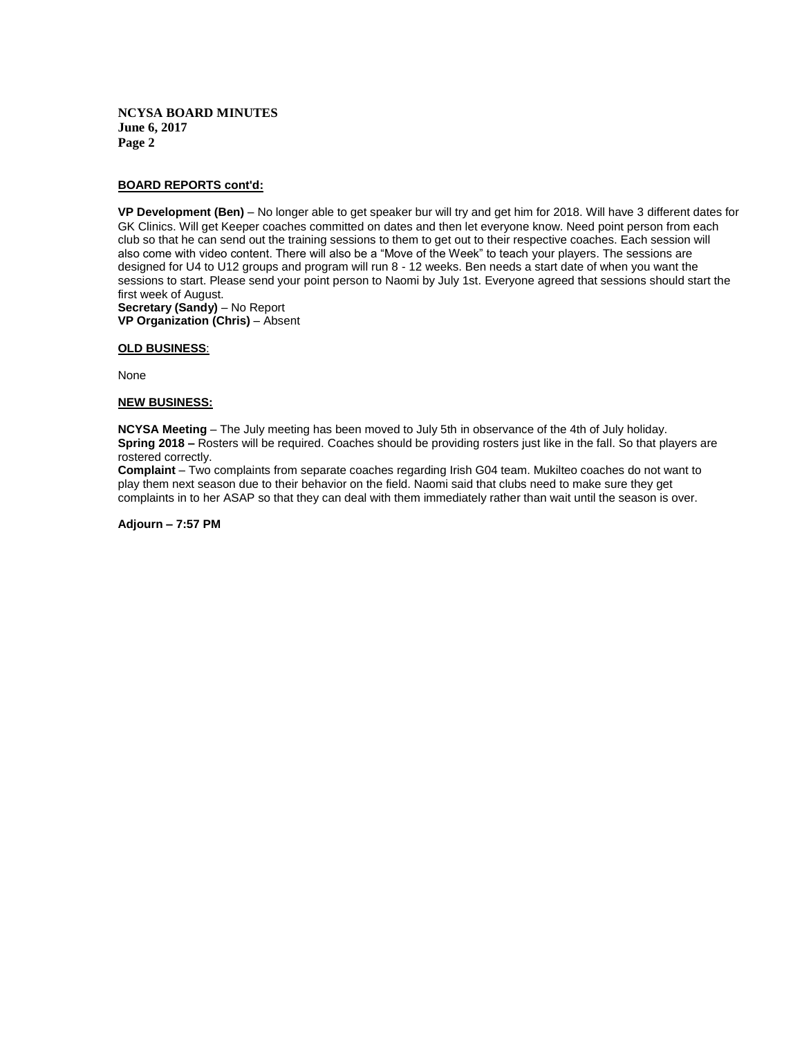**BOARD REPORTS cont'd:**

**VP Development (Ben)** – No longer able to get speaker bur will try and get him for 2018. Will have 3 different dates for GK Clinics. Will get Keeper coaches committed on dates and then let everyone know. Need point person from each club so that he can send out the training sessions to them to get out to their respective coaches. Each session will also come with video content. There will also be a "Move of the Week" to teach your players. The sessions are designed for U4 to U12 groups and program will run 8 - 12 weeks. Ben needs a start date of when you want the sessions to start. Please send your point person to Naomi by July 1st. Everyone agreed that sessions should start the first week of August.
**Secretary (Sandy)** – No Report
**VP Organization (Chris)** – Absent

**OLD BUSINESS**:

None

**NEW BUSINESS:**

**NCYSA Meeting** – The July meeting has been moved to July 5th in observance of the 4th of July holiday.
**Spring 2018 –** Rosters will be required. Coaches should be providing rosters just like in the fall. So that players are rostered correctly.
**Complaint** – Two complaints from separate coaches regarding Irish G04 team. Mukilteo coaches do not want to play them next season due to their behavior on the field. Naomi said that clubs need to make sure they get complaints in to her ASAP so that they can deal with them immediately rather than wait until the season is over.

**Adjourn – 7:57 PM**